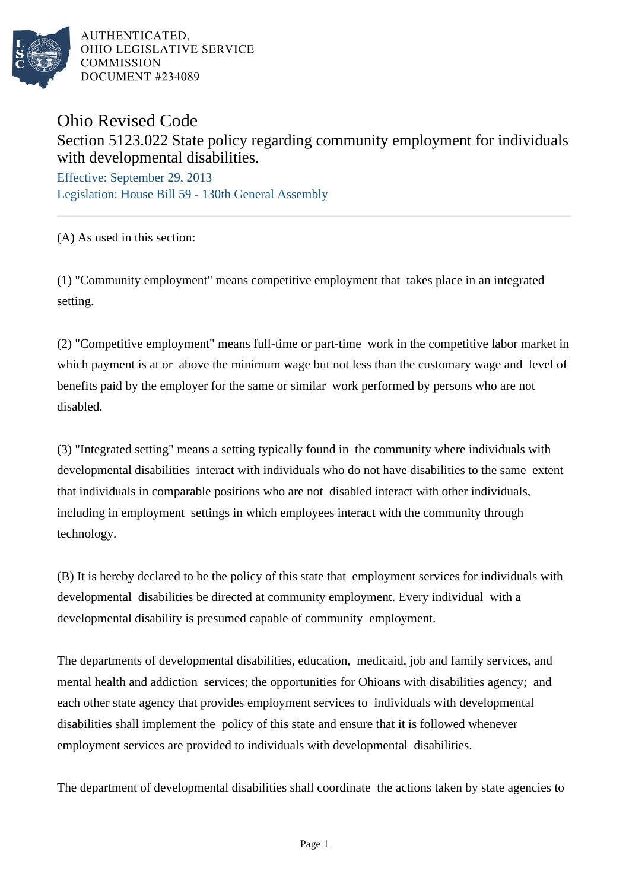AUTHENTICATED,
OHIO LEGISLATIVE SERVICE
COMMISSION
DOCUMENT #234089

# Ohio Revised Code

## Section 5123.022 State policy regarding community employment for individuals with developmental disabilities.

Effective: September 29, 2013

Legislation: House Bill 59 - 130th General Assembly

---

(A) As used in this section:

(1) "Community employment" means competitive employment that takes place in an integrated setting.

(2) "Competitive employment" means full-time or part-time work in the competitive labor market in which payment is at or above the minimum wage but not less than the customary wage and level of benefits paid by the employer for the same or similar work performed by persons who are not disabled.

(3) "Integrated setting" means a setting typically found in the community where individuals with developmental disabilities interact with individuals who do not have disabilities to the same extent that individuals in comparable positions who are not disabled interact with other individuals, including in employment settings in which employees interact with the community through technology.

(B) It is hereby declared to be the policy of this state that employment services for individuals with developmental disabilities be directed at community employment. Every individual with a developmental disability is presumed capable of community employment.

The departments of developmental disabilities, education, medicaid, job and family services, and mental health and addiction services; the opportunities for Ohioans with disabilities agency; and each other state agency that provides employment services to individuals with developmental disabilities shall implement the policy of this state and ensure that it is followed whenever employment services are provided to individuals with developmental disabilities.

The department of developmental disabilities shall coordinate the actions taken by state agencies to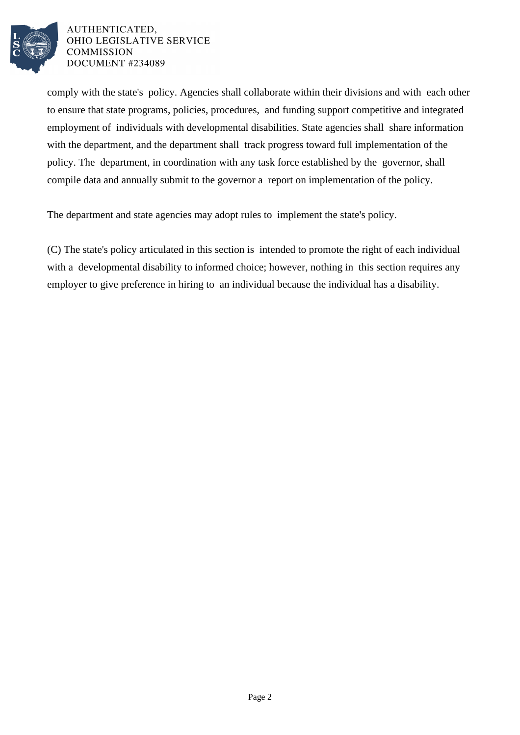comply with the state's policy. Agencies shall collaborate within their divisions and with each other to ensure that state programs, policies, procedures, and funding support competitive and integrated employment of individuals with developmental disabilities. State agencies shall share information with the department, and the department shall track progress toward full implementation of the policy. The department, in coordination with any task force established by the governor, shall compile data and annually submit to the governor a report on implementation of the policy.

The department and state agencies may adopt rules to implement the state's policy.

(C) The state's policy articulated in this section is intended to promote the right of each individual with a developmental disability to informed choice; however, nothing in this section requires any employer to give preference in hiring to an individual because the individual has a disability.